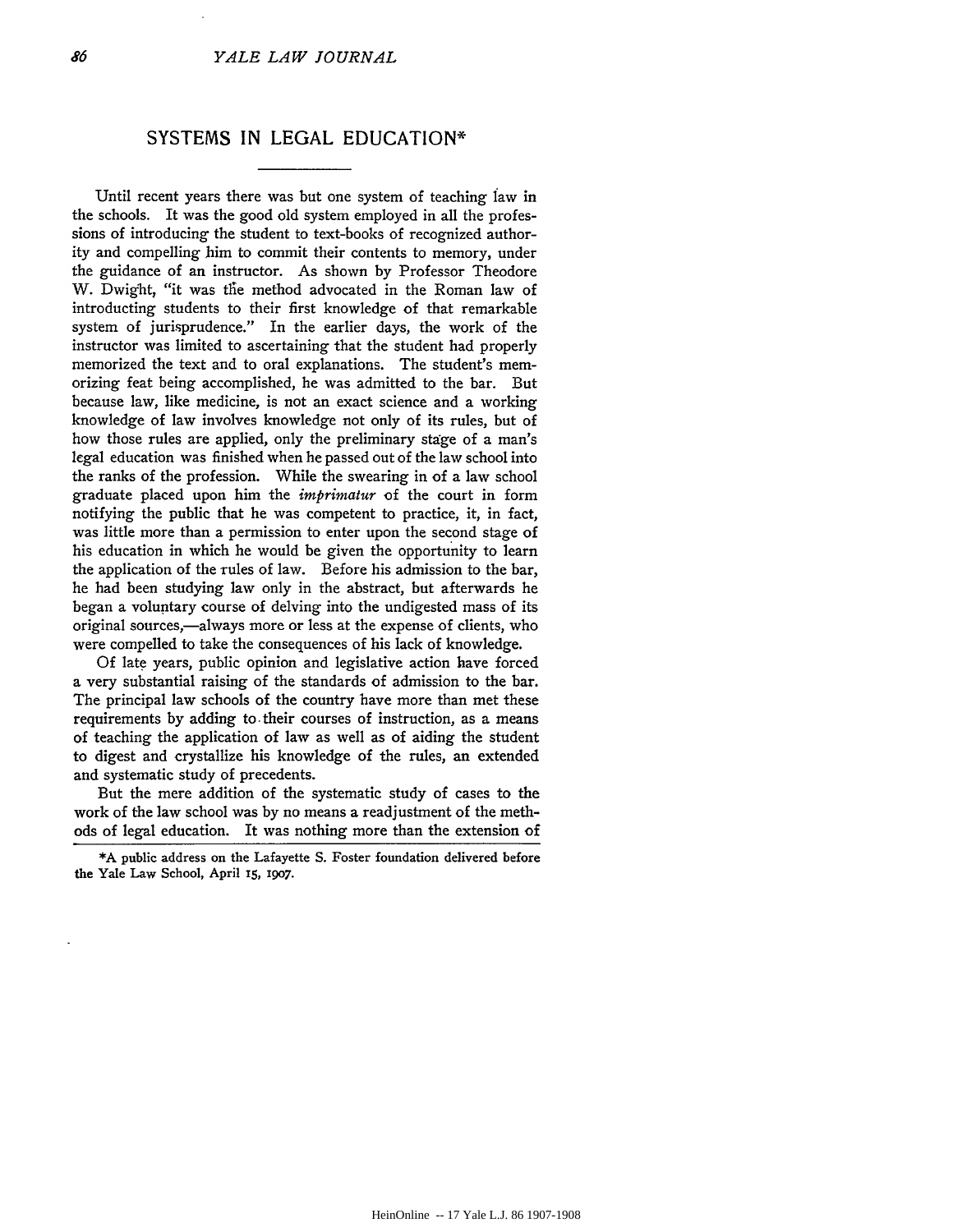# SYSTEMS IN LEGAL EDUCATION*

Until recent years there was but one system of teaching law in the schools. It was the good old system employed in all the professions of introducing the student to text-books of recognized authority and compelling him to commit their contents to memory, under the guidance of an instructor. As shown by Professor Theodore W. Dwight, "it was the method advocated in the Roman law of introducting students to their first knowledge of that remarkable system of jurisprudence." In the earlier days, the work of the instructor was limited to ascertaining that the student had properly memorized the text and to oral explanations. The student's memorizing feat being accomplished, he was admitted to the bar. But because law, like medicine, is not an exact science and a working knowledge of law involves knowledge not only of its rules, but of how those rules are applied, only the preliminary stage of a man's legal education was finished when he passed out of the law school into the ranks of the profession. While the swearing in of a law school graduate placed upon him the *imprimatur* of the court in form notifying the public that he was competent to practice, it, in fact, was little more than a permission to enter upon the second stage of his education in which he would be given the opportunity to learn the application of the rules of law. Before his admission to the bar, he had been studying law only in the abstract, but afterwards he began a voluntary course of delving into the undigested mass of its original sources,—always more or less at the expense of clients, who were compelled to take the consequences of his lack of knowledge.

Of late years, public opinion and legislative action have forced a very substantial raising of the standards of admission to the bar. The principal law schools of the country have more than met these requirements by adding to their courses of instruction, as a means of teaching the application of law as well as of aiding the student to digest and crystallize his knowledge of the rules, an extended and systematic study of precedents.

But the mere addition of the systematic study of cases to the work of the law school was by no means a readjustment of the methods of legal education. It was nothing more than the extension of

*A public address on the Lafayette S. Foster foundation delivered before the Yale Law School, April 15, 1907.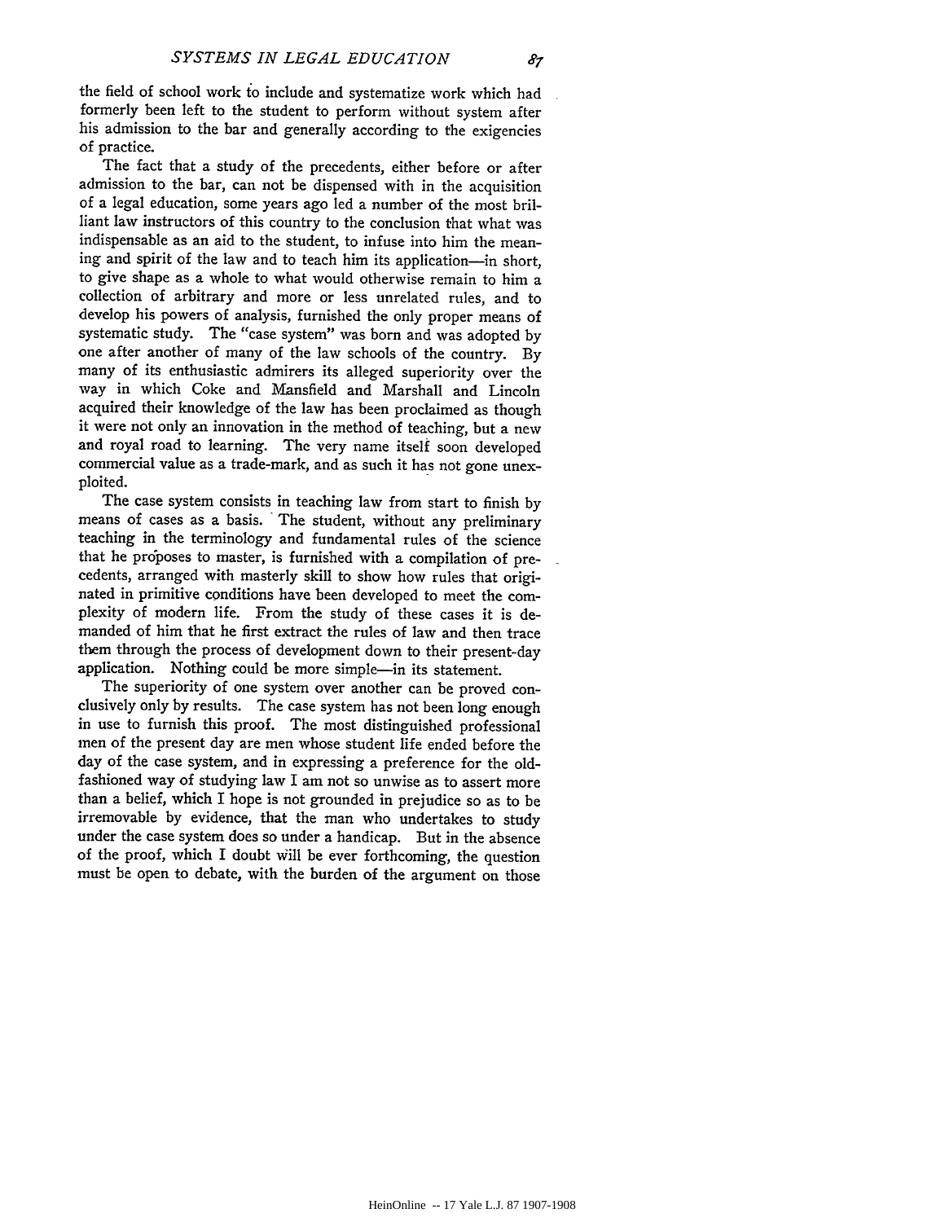the field of school work to include and systematize work which had formerly been left to the student to perform without system after his admission to the bar and generally according to the exigencies of practice.

The fact that a study of the precedents, either before or after admission to the bar, can not be dispensed with in the acquisition of a legal education, some years ago led a number of the most brilliant law instructors of this country to the conclusion that what was indispensable as an aid to the student, to infuse into him the meaning and spirit of the law and to teach him its application—in short, to give shape as a whole to what would otherwise remain to him a collection of arbitrary and more or less unrelated rules, and to develop his powers of analysis, furnished the only proper means of systematic study. The "case system" was born and was adopted by one after another of many of the law schools of the country. By many of its enthusiastic admirers its alleged superiority over the way in which Coke and Mansfield and Marshall and Lincoln acquired their knowledge of the law has been proclaimed as though it were not only an innovation in the method of teaching, but a new and royal road to learning. The very name itself soon developed commercial value as a trade-mark, and as such it has not gone unexploited.

The case system consists in teaching law from start to finish by means of cases as a basis. The student, without any preliminary teaching in the terminology and fundamental rules of the science that he proposes to master, is furnished with a compilation of precedents, arranged with masterly skill to show how rules that originated in primitive conditions have been developed to meet the complexity of modern life. From the study of these cases it is demanded of him that he first extract the rules of law and then trace them through the process of development down to their present-day application. Nothing could be more simple—in its statement.

The superiority of one system over another can be proved conclusively only by results. The case system has not been long enough in use to furnish this proof. The most distinguished professional men of the present day are men whose student life ended before the day of the case system, and in expressing a preference for the old-fashioned way of studying law I am not so unwise as to assert more than a belief, which I hope is not grounded in prejudice so as to be irremovable by evidence, that the man who undertakes to study under the case system does so under a handicap. But in the absence of the proof, which I doubt will be ever forthcoming, the question must be open to debate, with the burden of the argument on those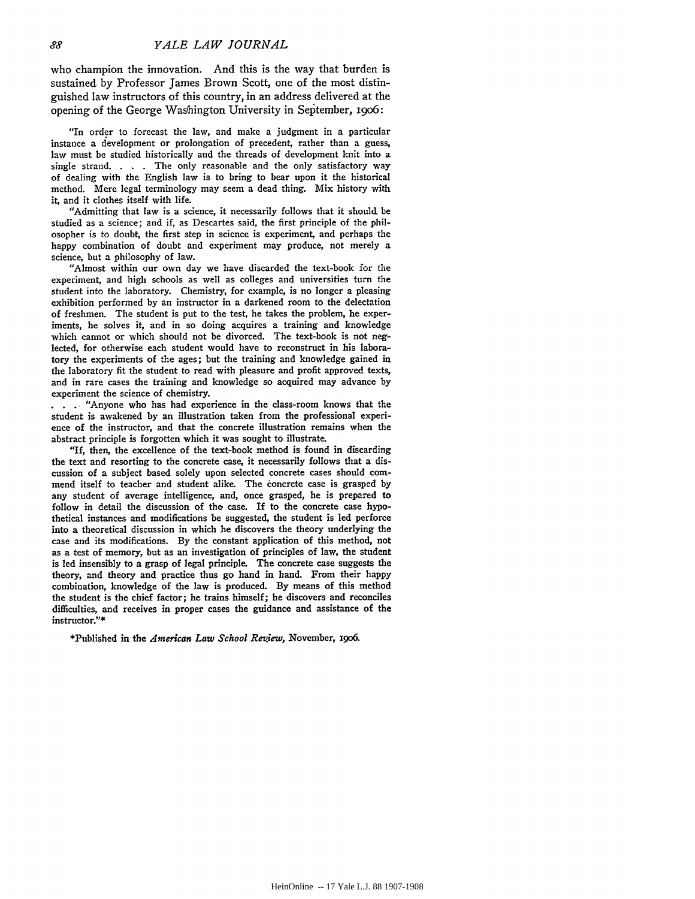who champion the innovation. And this is the way that burden is sustained by Professor James Brown Scott, one of the most distinguished law instructors of this country, in an address delivered at the opening of the George Washington University in September, 1906:

> "In order to forecast the law, and make a judgment in a particular instance a development or prolongation of precedent, rather than a guess, law must be studied historically and the threads of development knit into a single strand. . . . The only reasonable and the only satisfactory way of dealing with the English law is to bring to bear upon it the historical method. Mere legal terminology may seem a dead thing. Mix history with it, and it clothes itself with life.
>
> "Admitting that law is a science, it necessarily follows that it should be studied as a science; and if, as Descartes said, the first principle of the philosopher is to doubt, the first step in science is experiment, and perhaps the happy combination of doubt and experiment may produce, not merely a science, but a philosophy of law.
>
> "Almost within our own day we have discarded the text-book for the experiment, and high schools as well as colleges and universities turn the student into the laboratory. Chemistry, for example, is no longer a pleasing exhibition performed by an instructor in a darkened room to the delectation of freshmen. The student is put to the test, he takes the problem, he experiments, he solves it, and in so doing acquires a training and knowledge which cannot or which should not be divorced. The text-book is not neglected, for otherwise each student would have to reconstruct in his laboratory the experiments of the ages; but the training and knowledge gained in the laboratory fit the student to read with pleasure and profit approved texts, and in rare cases the training and knowledge so acquired may advance by experiment the science of chemistry.
>
> . . . "Anyone who has had experience in the class-room knows that the student is awakened by an illustration taken from the professional experience of the instructor, and that the concrete illustration remains when the abstract principle is forgotten which it was sought to illustrate.
>
> "If, then, the excellence of the text-book method is found in discarding the text and resorting to the concrete case, it necessarily follows that a discussion of a subject based solely upon selected concrete cases should commend itself to teacher and student alike. The concrete case is grasped by any student of average intelligence, and, once grasped, he is prepared to follow in detail the discussion of the case. If to the concrete case hypothetical instances and modifications be suggested, the student is led perforce into a theoretical discussion in which he discovers the theory underlying the case and its modifications. By the constant application of this method, not as a test of memory, but as an investigation of principles of law, the student is led insensibly to a grasp of legal principle. The concrete case suggests the theory, and theory and practice thus go hand in hand. From their happy combination, knowledge of the law is produced. By means of this method the student is the chief factor; he trains himself; he discovers and reconciles difficulties, and receives in proper cases the guidance and assistance of the instructor."*

*Published in the *American Law School Review*, November, 1906.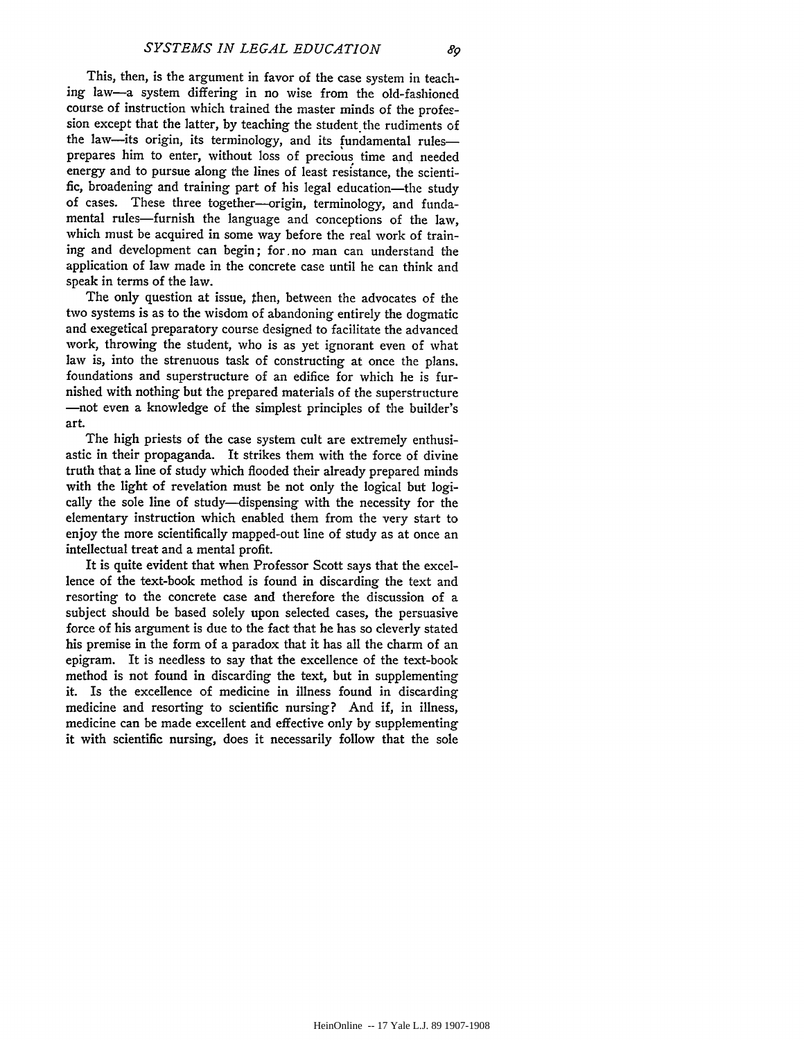This, then, is the argument in favor of the case system in teaching law—a system differing in no wise from the old-fashioned course of instruction which trained the master minds of the profession except that the latter, by teaching the student the rudiments of the law—its origin, its terminology, and its fundamental rules—prepares him to enter, without loss of precious time and needed energy and to pursue along the lines of least resistance, the scientific, broadening and training part of his legal education—the study of cases. These three together—origin, terminology, and fundamental rules—furnish the language and conceptions of the law, which must be acquired in some way before the real work of training and development can begin; for no man can understand the application of law made in the concrete case until he can think and speak in terms of the law.

The only question at issue, then, between the advocates of the two systems is as to the wisdom of abandoning entirely the dogmatic and exegetical preparatory course designed to facilitate the advanced work, throwing the student, who is as yet ignorant even of what law is, into the strenuous task of constructing at once the plans, foundations and superstructure of an edifice for which he is furnished with nothing but the prepared materials of the superstructure—not even a knowledge of the simplest principles of the builder's art.

The high priests of the case system cult are extremely enthusiastic in their propaganda. It strikes them with the force of divine truth that a line of study which flooded their already prepared minds with the light of revelation must be not only the logical but logically the sole line of study—dispensing with the necessity for the elementary instruction which enabled them from the very start to enjoy the more scientifically mapped-out line of study as at once an intellectual treat and a mental profit.

It is quite evident that when Professor Scott says that the excellence of the text-book method is found in discarding the text and resorting to the concrete case and therefore the discussion of a subject should be based solely upon selected cases, the persuasive force of his argument is due to the fact that he has so cleverly stated his premise in the form of a paradox that it has all the charm of an epigram. It is needless to say that the excellence of the text-book method is not found in discarding the text, but in supplementing it. Is the excellence of medicine in illness found in discarding medicine and resorting to scientific nursing? And if, in illness, medicine can be made excellent and effective only by supplementing it with scientific nursing, does it necessarily follow that the sole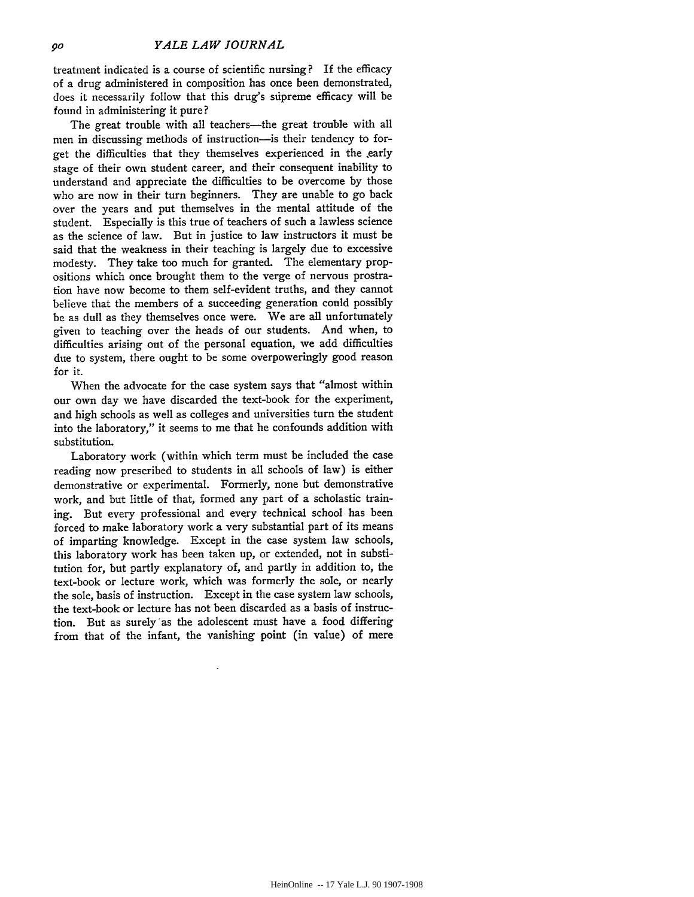treatment indicated is a course of scientific nursing? If the efficacy of a drug administered in composition has once been demonstrated, does it necessarily follow that this drug's supreme efficacy will be found in administering it pure?

The great trouble with all teachers—the great trouble with all men in discussing methods of instruction—is their tendency to forget the difficulties that they themselves experienced in the early stage of their own student career, and their consequent inability to understand and appreciate the difficulties to be overcome by those who are now in their turn beginners. They are unable to go back over the years and put themselves in the mental attitude of the student. Especially is this true of teachers of such a lawless science as the science of law. But in justice to law instructors it must be said that the weakness in their teaching is largely due to excessive modesty. They take too much for granted. The elementary propositions which once brought them to the verge of nervous prostration have now become to them self-evident truths, and they cannot believe that the members of a succeeding generation could possibly be as dull as they themselves once were. We are all unfortunately given to teaching over the heads of our students. And when, to difficulties arising out of the personal equation, we add difficulties due to system, there ought to be some overpoweringly good reason for it.

When the advocate for the case system says that "almost within our own day we have discarded the text-book for the experiment, and high schools as well as colleges and universities turn the student into the laboratory," it seems to me that he confounds addition with substitution.

Laboratory work (within which term must be included the case reading now prescribed to students in all schools of law) is either demonstrative or experimental. Formerly, none but demonstrative work, and but little of that, formed any part of a scholastic training. But every professional and every technical school has been forced to make laboratory work a very substantial part of its means of imparting knowledge. Except in the case system law schools, this laboratory work has been taken up, or extended, not in substitution for, but partly explanatory of, and partly in addition to, the text-book or lecture work, which was formerly the sole, or nearly the sole, basis of instruction. Except in the case system law schools, the text-book or lecture has not been discarded as a basis of instruction. But as surely as the adolescent must have a food differing from that of the infant, the vanishing point (in value) of mere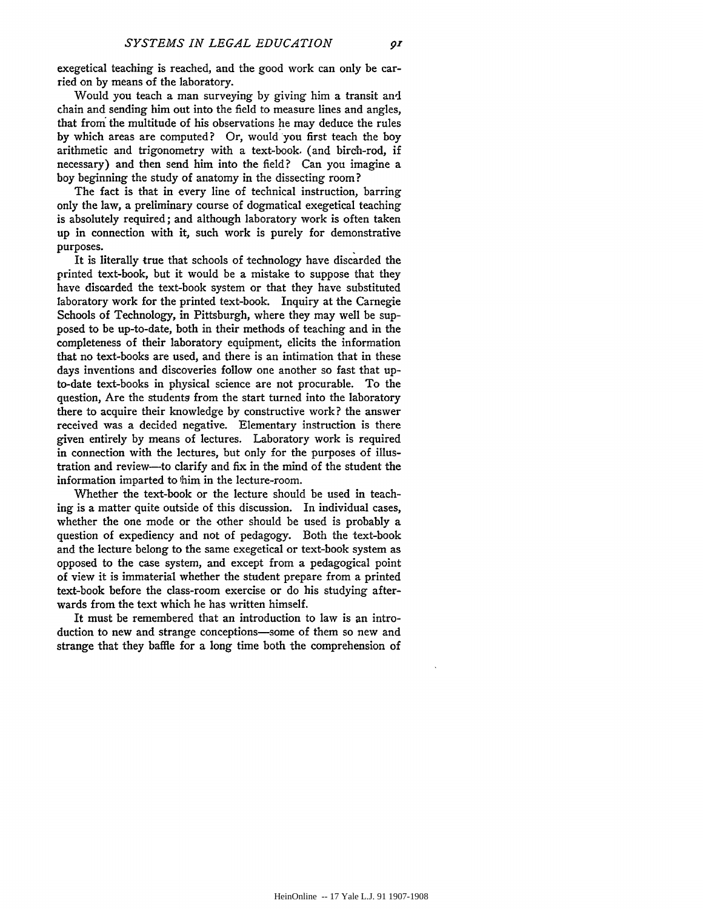exegetical teaching is reached, and the good work can only be carried on by means of the laboratory.

Would you teach a man surveying by giving him a transit and chain and sending him out into the field to measure lines and angles, that from the multitude of his observations he may deduce the rules by which areas are computed? Or, would you first teach the boy arithmetic and trigonometry with a text-book (and birch-rod, if necessary) and then send him into the field? Can you imagine a boy beginning the study of anatomy in the dissecting room?

The fact is that in every line of technical instruction, barring only the law, a preliminary course of dogmatical exegetical teaching is absolutely required; and although laboratory work is often taken up in connection with it, such work is purely for demonstrative purposes.

It is literally true that schools of technology have discarded the printed text-book, but it would be a mistake to suppose that they have discarded the text-book system or that they have substituted laboratory work for the printed text-book. Inquiry at the Carnegie Schools of Technology, in Pittsburgh, where they may well be supposed to be up-to-date, both in their methods of teaching and in the completeness of their laboratory equipment, elicits the information that no text-books are used, and there is an intimation that in these days inventions and discoveries follow one another so fast that up-to-date text-books in physical science are not procurable. To the question, Are the students from the start turned into the laboratory there to acquire their knowledge by constructive work? the answer received was a decided negative. Elementary instruction is there given entirely by means of lectures. Laboratory work is required in connection with the lectures, but only for the purposes of illustration and review—to clarify and fix in the mind of the student the information imparted to him in the lecture-room.

Whether the text-book or the lecture should be used in teaching is a matter quite outside of this discussion. In individual cases, whether the one mode or the other should be used is probably a question of expediency and not of pedagogy. Both the text-book and the lecture belong to the same exegetical or text-book system as opposed to the case system, and except from a pedagogical point of view it is immaterial whether the student prepare from a printed text-book before the class-room exercise or do his studying afterwards from the text which he has written himself.

It must be remembered that an introduction to law is an introduction to new and strange conceptions—some of them so new and strange that they baffle for a long time both the comprehension of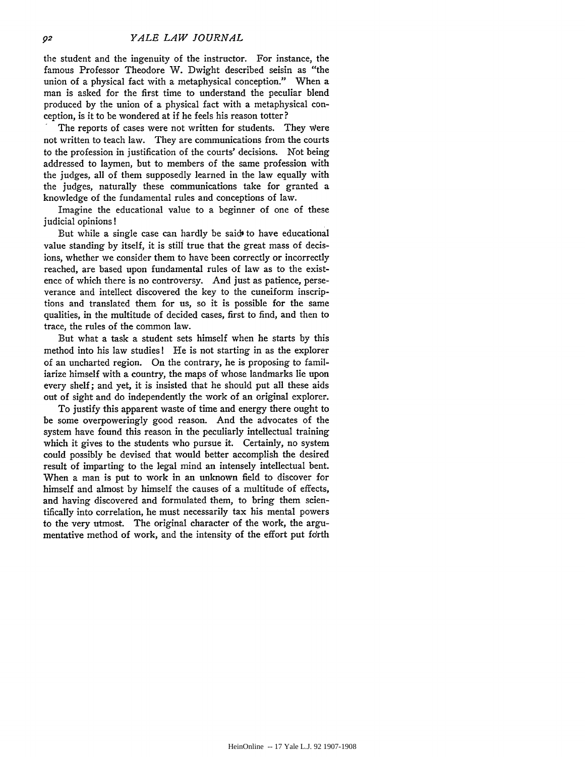the student and the ingenuity of the instructor. For instance, the famous Professor Theodore W. Dwight described seisin as "the union of a physical fact with a metaphysical conception." When a man is asked for the first time to understand the peculiar blend produced by the union of a physical fact with a metaphysical conception, is it to be wondered at if he feels his reason totter?

The reports of cases were not written for students. They were not written to teach law. They are communications from the courts to the profession in justification of the courts' decisions. Not being addressed to laymen, but to members of the same profession with the judges, all of them supposedly learned in the law equally with the judges, naturally these communications take for granted a knowledge of the fundamental rules and conceptions of law.

Imagine the educational value to a beginner of one of these judicial opinions!

But while a single case can hardly be said to have educational value standing by itself, it is still true that the great mass of decisions, whether we consider them to have been correctly or incorrectly reached, are based upon fundamental rules of law as to the existence of which there is no controversy. And just as patience, perseverance and intellect discovered the key to the cuneiform inscriptions and translated them for us, so it is possible for the same qualities, in the multitude of decided cases, first to find, and then to trace, the rules of the common law.

But what a task a student sets himself when he starts by this method into his law studies! He is not starting in as the explorer of an uncharted region. On the contrary, he is proposing to familiarize himself with a country, the maps of whose landmarks lie upon every shelf; and yet, it is insisted that he should put all these aids out of sight and do independently the work of an original explorer.

To justify this apparent waste of time and energy there ought to be some overpoweringly good reason. And the advocates of the system have found this reason in the peculiarly intellectual training which it gives to the students who pursue it. Certainly, no system could possibly be devised that would better accomplish the desired result of imparting to the legal mind an intensely intellectual bent. When a man is put to work in an unknown field to discover for himself and almost by himself the causes of a multitude of effects, and having discovered and formulated them, to bring them scientifically into correlation, he must necessarily tax his mental powers to the very utmost. The original character of the work, the argumentative method of work, and the intensity of the effort put forth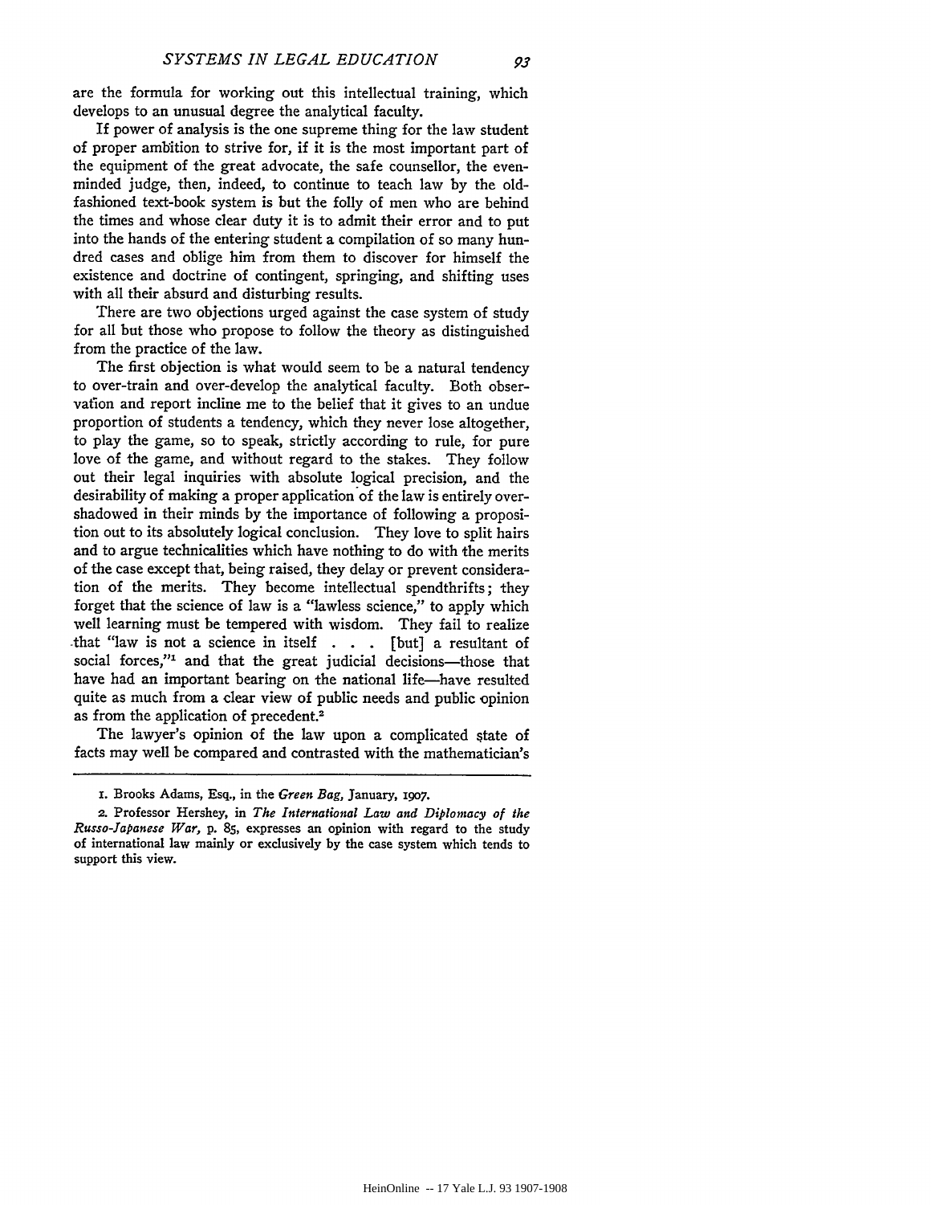are the formula for working out this intellectual training, which develops to an unusual degree the analytical faculty.

If power of analysis is the one supreme thing for the law student of proper ambition to strive for, if it is the most important part of the equipment of the great advocate, the safe counsellor, the even-minded judge, then, indeed, to continue to teach law by the old-fashioned text-book system is but the folly of men who are behind the times and whose clear duty it is to admit their error and to put into the hands of the entering student a compilation of so many hundred cases and oblige him from them to discover for himself the existence and doctrine of contingent, springing, and shifting uses with all their absurd and disturbing results.

There are two objections urged against the case system of study for all but those who propose to follow the theory as distinguished from the practice of the law.

The first objection is what would seem to be a natural tendency to over-train and over-develop the analytical faculty. Both observation and report incline me to the belief that it gives to an undue proportion of students a tendency, which they never lose altogether, to play the game, so to speak, strictly according to rule, for pure love of the game, and without regard to the stakes. They follow out their legal inquiries with absolute logical precision, and the desirability of making a proper application of the law is entirely overshadowed in their minds by the importance of following a proposition out to its absolutely logical conclusion. They love to split hairs and to argue technicalities which have nothing to do with the merits of the case except that, being raised, they delay or prevent consideration of the merits. They become intellectual spendthrifts; they forget that the science of law is a "lawless science," to apply which well learning must be tempered with wisdom. They fail to realize that "law is not a science in itself . . . [but] a resultant of social forces,"[1] and that the great judicial decisions—those that have had an important bearing on the national life—have resulted quite as much from a clear view of public needs and public opinion as from the application of precedent.[2]

The lawyer's opinion of the law upon a complicated state of facts may well be compared and contrasted with the mathematician's

---

1. Brooks Adams, Esq., in the *Green Bag*, January, 1907.

2. Professor Hershey, in *The International Law and Diplomacy of the Russo-Japanese War*, p. 85, expresses an opinion with regard to the study of international law mainly or exclusively by the case system which tends to support this view.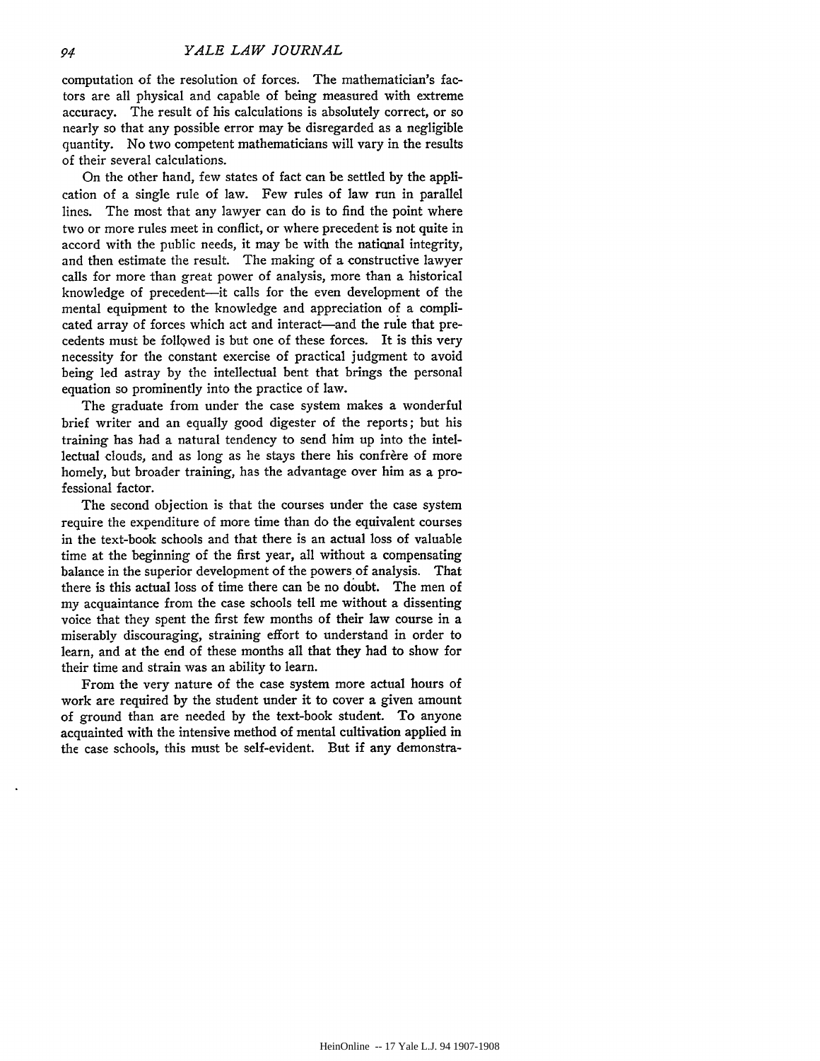computation of the resolution of forces. The mathematician's factors are all physical and capable of being measured with extreme accuracy. The result of his calculations is absolutely correct, or so nearly so that any possible error may be disregarded as a negligible quantity. No two competent mathematicians will vary in the results of their several calculations.

On the other hand, few states of fact can be settled by the application of a single rule of law. Few rules of law run in parallel lines. The most that any lawyer can do is to find the point where two or more rules meet in conflict, or where precedent is not quite in accord with the public needs, it may be with the national integrity, and then estimate the result. The making of a constructive lawyer calls for more than great power of analysis, more than a historical knowledge of precedent—it calls for the even development of the mental equipment to the knowledge and appreciation of a complicated array of forces which act and interact—and the rule that precedents must be followed is but one of these forces. It is this very necessity for the constant exercise of practical judgment to avoid being led astray by the intellectual bent that brings the personal equation so prominently into the practice of law.

The graduate from under the case system makes a wonderful brief writer and an equally good digester of the reports; but his training has had a natural tendency to send him up into the intellectual clouds, and as long as he stays there his confrère of more homely, but broader training, has the advantage over him as a professional factor.

The second objection is that the courses under the case system require the expenditure of more time than do the equivalent courses in the text-book schools and that there is an actual loss of valuable time at the beginning of the first year, all without a compensating balance in the superior development of the powers of analysis. That there is this actual loss of time there can be no doubt. The men of my acquaintance from the case schools tell me without a dissenting voice that they spent the first few months of their law course in a miserably discouraging, straining effort to understand in order to learn, and at the end of these months all that they had to show for their time and strain was an ability to learn.

From the very nature of the case system more actual hours of work are required by the student under it to cover a given amount of ground than are needed by the text-book student. To anyone acquainted with the intensive method of mental cultivation applied in the case schools, this must be self-evident. But if any demonstra-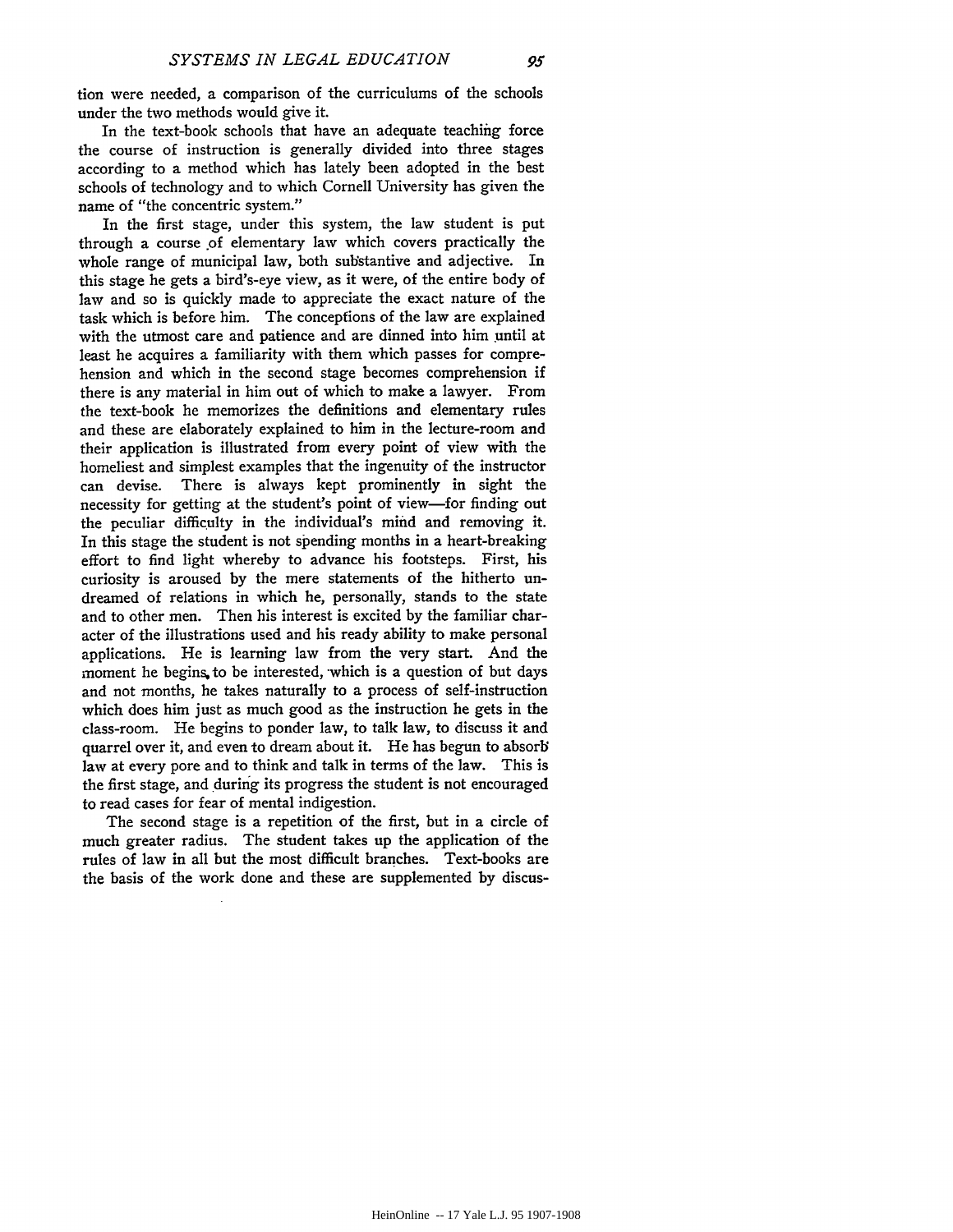tion were needed, a comparison of the curriculums of the schools under the two methods would give it.

In the text-book schools that have an adequate teaching force the course of instruction is generally divided into three stages according to a method which has lately been adopted in the best schools of technology and to which Cornell University has given the name of "the concentric system."

In the first stage, under this system, the law student is put through a course of elementary law which covers practically the whole range of municipal law, both substantive and adjective. In this stage he gets a bird's-eye view, as it were, of the entire body of law and so is quickly made to appreciate the exact nature of the task which is before him. The conceptions of the law are explained with the utmost care and patience and are dinned into him until at least he acquires a familiarity with them which passes for comprehension and which in the second stage becomes comprehension if there is any material in him out of which to make a lawyer. From the text-book he memorizes the definitions and elementary rules and these are elaborately explained to him in the lecture-room and their application is illustrated from every point of view with the homeliest and simplest examples that the ingenuity of the instructor can devise. There is always kept prominently in sight the necessity for getting at the student's point of view—for finding out the peculiar difficulty in the individual's mind and removing it. In this stage the student is not spending months in a heart-breaking effort to find light whereby to advance his footsteps. First, his curiosity is aroused by the mere statements of the hitherto undreamed of relations in which he, personally, stands to the state and to other men. Then his interest is excited by the familiar character of the illustrations used and his ready ability to make personal applications. He is learning law from the very start. And the moment he begins to be interested, which is a question of but days and not months, he takes naturally to a process of self-instruction which does him just as much good as the instruction he gets in the class-room. He begins to ponder law, to talk law, to discuss it and quarrel over it, and even to dream about it. He has begun to absorb law at every pore and to think and talk in terms of the law. This is the first stage, and during its progress the student is not encouraged to read cases for fear of mental indigestion.

The second stage is a repetition of the first, but in a circle of much greater radius. The student takes up the application of the rules of law in all but the most difficult branches. Text-books are the basis of the work done and these are supplemented by discus-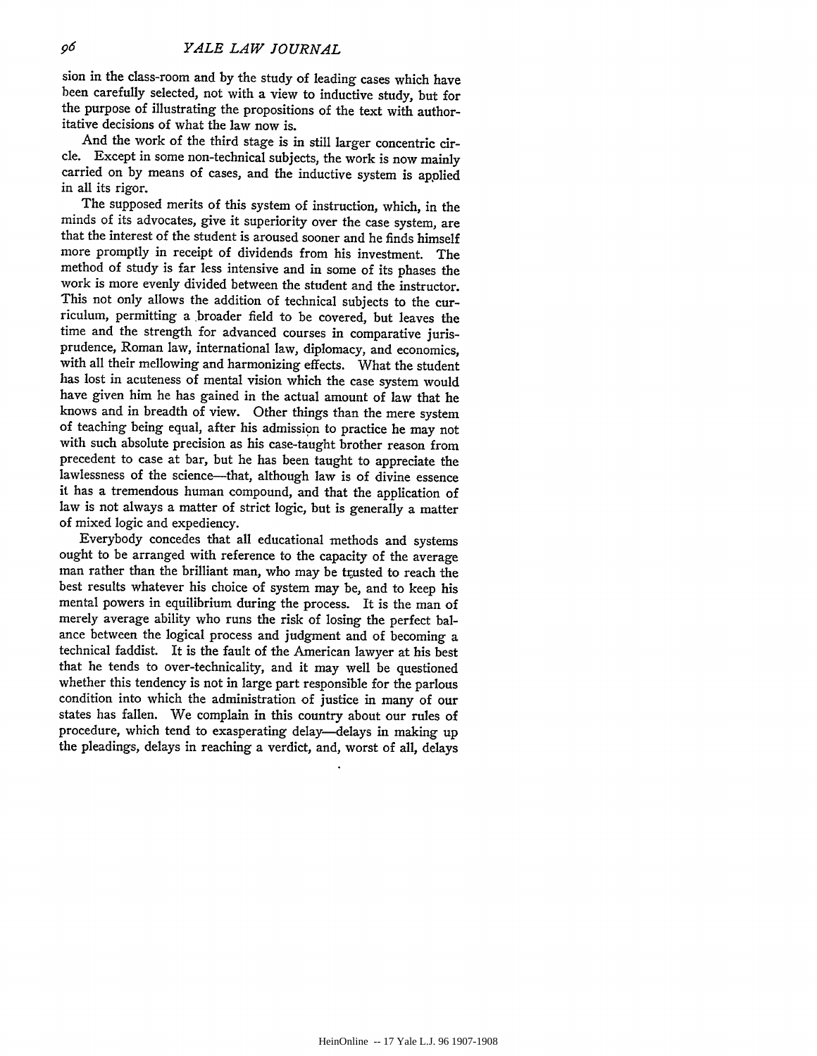sion in the class-room and by the study of leading cases which have been carefully selected, not with a view to inductive study, but for the purpose of illustrating the propositions of the text with authoritative decisions of what the law now is.

And the work of the third stage is in still larger concentric circle. Except in some non-technical subjects, the work is now mainly carried on by means of cases, and the inductive system is applied in all its rigor.

The supposed merits of this system of instruction, which, in the minds of its advocates, give it superiority over the case system, are that the interest of the student is aroused sooner and he finds himself more promptly in receipt of dividends from his investment. The method of study is far less intensive and in some of its phases the work is more evenly divided between the student and the instructor. This not only allows the addition of technical subjects to the curriculum, permitting a broader field to be covered, but leaves the time and the strength for advanced courses in comparative jurisprudence, Roman law, international law, diplomacy, and economics, with all their mellowing and harmonizing effects. What the student has lost in acuteness of mental vision which the case system would have given him he has gained in the actual amount of law that he knows and in breadth of view. Other things than the mere system of teaching being equal, after his admission to practice he may not with such absolute precision as his case-taught brother reason from precedent to case at bar, but he has been taught to appreciate the lawlessness of the science—that, although law is of divine essence it has a tremendous human compound, and that the application of law is not always a matter of strict logic, but is generally a matter of mixed logic and expediency.

Everybody concedes that all educational methods and systems ought to be arranged with reference to the capacity of the average man rather than the brilliant man, who may be trusted to reach the best results whatever his choice of system may be, and to keep his mental powers in equilibrium during the process. It is the man of merely average ability who runs the risk of losing the perfect balance between the logical process and judgment and of becoming a technical faddist. It is the fault of the American lawyer at his best that he tends to over-technicality, and it may well be questioned whether this tendency is not in large part responsible for the parlous condition into which the administration of justice in many of our states has fallen. We complain in this country about our rules of procedure, which tend to exasperating delay—delays in making up the pleadings, delays in reaching a verdict, and, worst of all, delays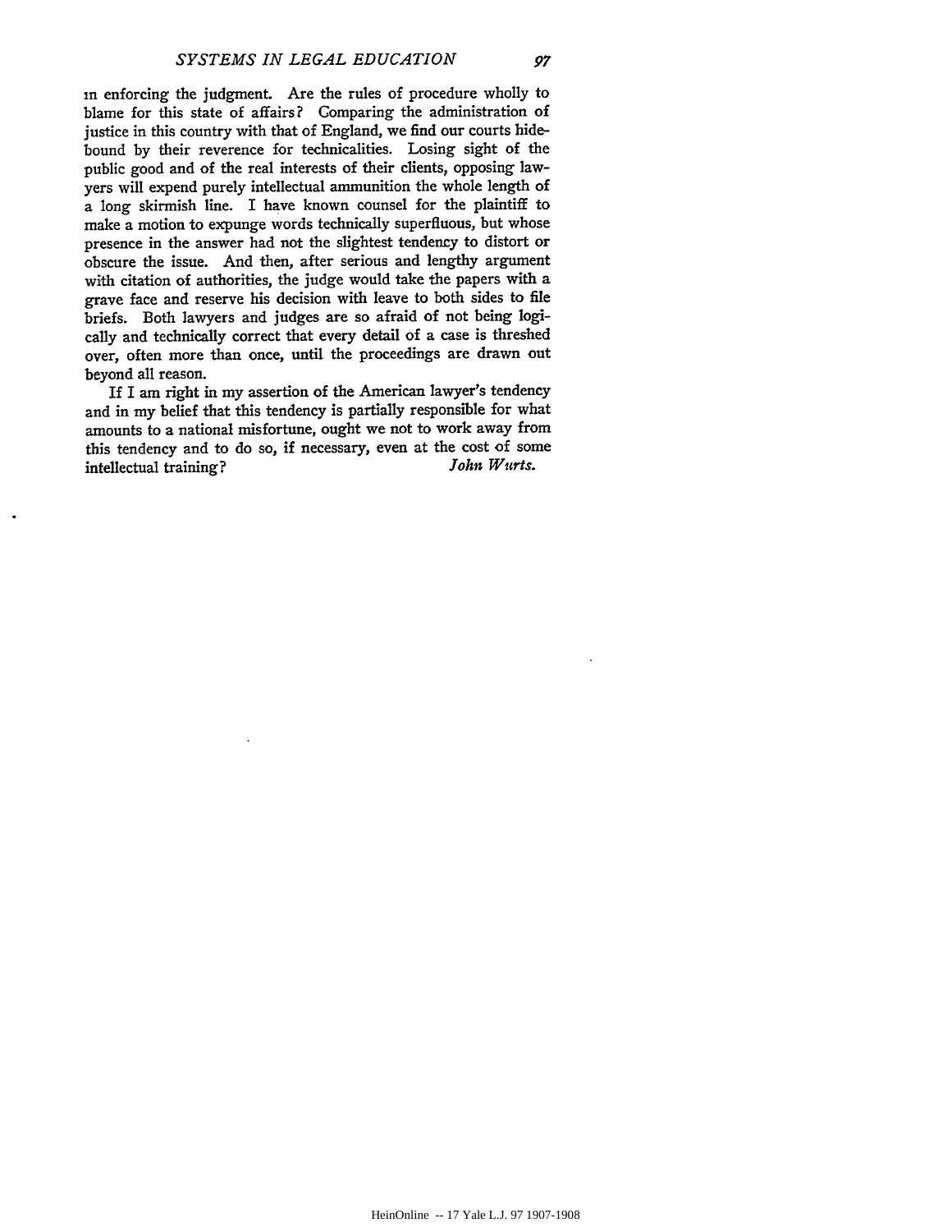in enforcing the judgment. Are the rules of procedure wholly to blame for this state of affairs? Comparing the administration of justice in this country with that of England, we find our courts hidebound by their reverence for technicalities. Losing sight of the public good and of the real interests of their clients, opposing lawyers will expend purely intellectual ammunition the whole length of a long skirmish line. I have known counsel for the plaintiff to make a motion to expunge words technically superfluous, but whose presence in the answer had not the slightest tendency to distort or obscure the issue. And then, after serious and lengthy argument with citation of authorities, the judge would take the papers with a grave face and reserve his decision with leave to both sides to file briefs. Both lawyers and judges are so afraid of not being logically and technically correct that every detail of a case is threshed over, often more than once, until the proceedings are drawn out beyond all reason.

If I am right in my assertion of the American lawyer's tendency and in my belief that this tendency is partially responsible for what amounts to a national misfortune, ought we not to work away from this tendency and to do so, if necessary, even at the cost of some intellectual training?

*John Wurts.*